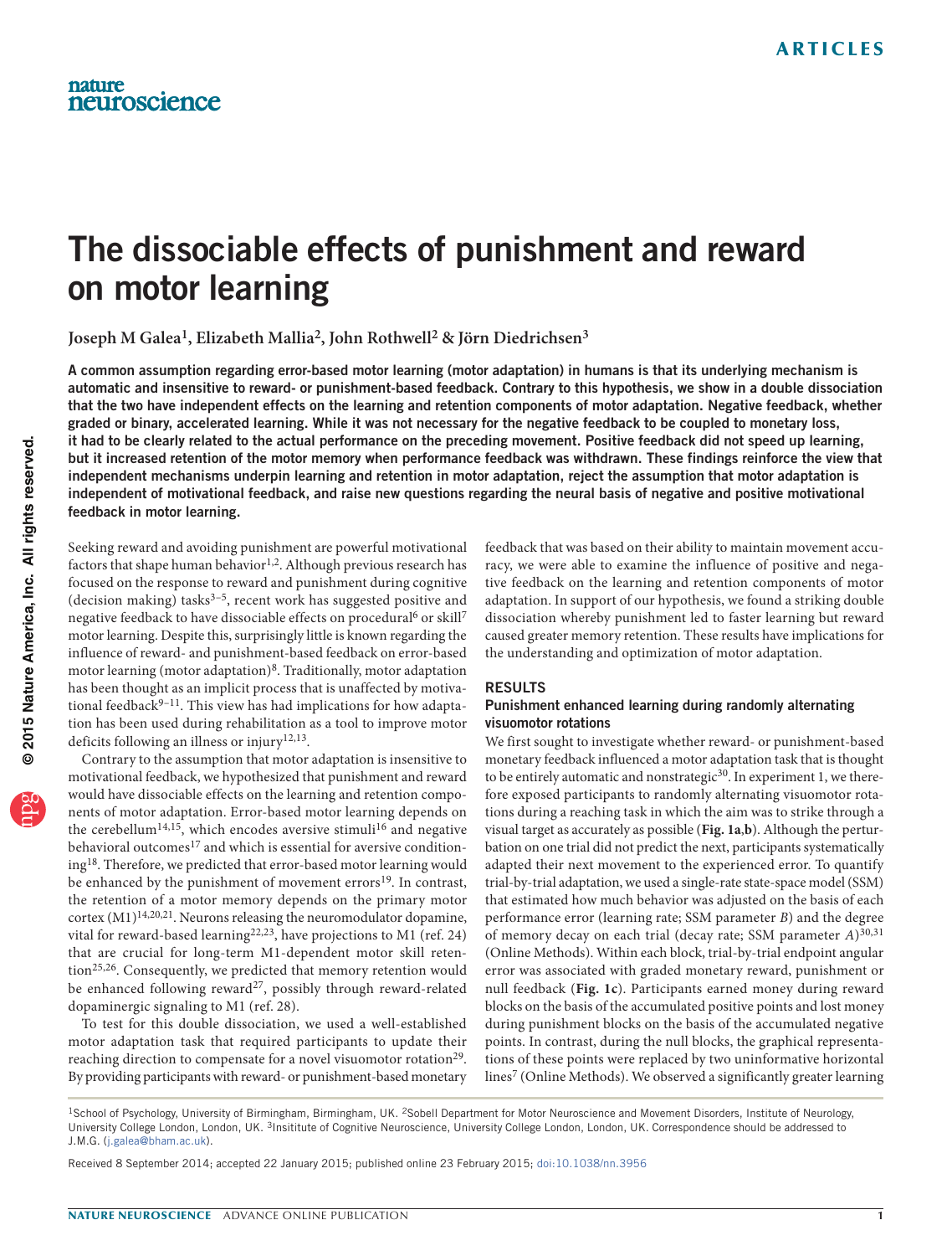# The dissociable effects of punishment and reward on motor learning

**Joseph M Galea[1], Elizabeth Mallia[2], John Rothwell[2] & Jörn Diedrichsen[3]**

**A common assumption regarding error-based motor learning (motor adaptation) in humans is that its underlying mechanism is automatic and insensitive to reward- or punishment-based feedback. Contrary to this hypothesis, we show in a double dissociation that the two have independent effects on the learning and retention components of motor adaptation. Negative feedback, whether graded or binary, accelerated learning. While it was not necessary for the negative feedback to be coupled to monetary loss, it had to be clearly related to the actual performance on the preceding movement. Positive feedback did not speed up learning, but it increased retention of the motor memory when performance feedback was withdrawn. These findings reinforce the view that independent mechanisms underpin learning and retention in motor adaptation, reject the assumption that motor adaptation is independent of motivational feedback, and raise new questions regarding the neural basis of negative and positive motivational feedback in motor learning.**

Seeking reward and avoiding punishment are powerful motivational factors that shape human behavior[1,2]. Although previous research has focused on the response to reward and punishment during cognitive (decision making) tasks[3–5], recent work has suggested positive and negative feedback to have dissociable effects on procedural[6] or skill[7] motor learning. Despite this, surprisingly little is known regarding the influence of reward- and punishment-based feedback on error-based motor learning (motor adaptation)[8]. Traditionally, motor adaptation has been thought as an implicit process that is unaffected by motivational feedback[9–11]. This view has had implications for how adaptation has been used during rehabilitation as a tool to improve motor deficits following an illness or injury[12,13].

Contrary to the assumption that motor adaptation is insensitive to motivational feedback, we hypothesized that punishment and reward would have dissociable effects on the learning and retention components of motor adaptation. Error-based motor learning depends on the cerebellum[14,15], which encodes aversive stimuli[16] and negative behavioral outcomes[17] and which is essential for aversive conditioning[18]. Therefore, we predicted that error-based motor learning would be enhanced by the punishment of movement errors[19]. In contrast, the retention of a motor memory depends on the primary motor cortex (M1)[14,20,21]. Neurons releasing the neuromodulator dopamine, vital for reward-based learning[22,23], have projections to M1 (ref. 24) that are crucial for long-term M1-dependent motor skill retention[25,26]. Consequently, we predicted that memory retention would be enhanced following reward[27], possibly through reward-related dopaminergic signaling to M1 (ref. 28).

To test for this double dissociation, we used a well-established motor adaptation task that required participants to update their reaching direction to compensate for a novel visuomotor rotation[29]. By providing participants with reward- or punishment-based monetary feedback that was based on their ability to maintain movement accuracy, we were able to examine the influence of positive and negative feedback on the learning and retention components of motor adaptation. In support of our hypothesis, we found a striking double dissociation whereby punishment led to faster learning but reward caused greater memory retention. These results have implications for the understanding and optimization of motor adaptation.

## RESULTS

### Punishment enhanced learning during randomly alternating visuomotor rotations

We first sought to investigate whether reward- or punishment-based monetary feedback influenced a motor adaptation task that is thought to be entirely automatic and nonstrategic[30]. In experiment 1, we therefore exposed participants to randomly alternating visuomotor rotations during a reaching task in which the aim was to strike through a visual target as accurately as possible (**Fig. 1a**,**b**). Although the perturbation on one trial did not predict the next, participants systematically adapted their next movement to the experienced error. To quantify trial-by-trial adaptation, we used a single-rate state-space model (SSM) that estimated how much behavior was adjusted on the basis of each performance error (learning rate; SSM parameter $B$) and the degree of memory decay on each trial (decay rate; SSM parameter $A$)[30,31] (Online Methods). Within each block, trial-by-trial endpoint angular error was associated with graded monetary reward, punishment or null feedback (**Fig. 1c**). Participants earned money during reward blocks on the basis of the accumulated positive points and lost money during punishment blocks on the basis of the accumulated negative points. In contrast, during the null blocks, the graphical representations of these points were replaced by two uninformative horizontal lines[7] (Online Methods). We observed a significantly greater learning

---

[1]School of Psychology, University of Birmingham, Birmingham, UK. [2]Sobell Department for Motor Neuroscience and Movement Disorders, Institute of Neurology, University College London, London, UK. [3]Institute of Cognitive Neuroscience, University College London, London, UK. Correspondence should be addressed to J.M.G. (j.galea@bham.ac.uk).

Received 8 September 2014; accepted 22 January 2015; published online 23 February 2015; doi:10.1038/nn.3956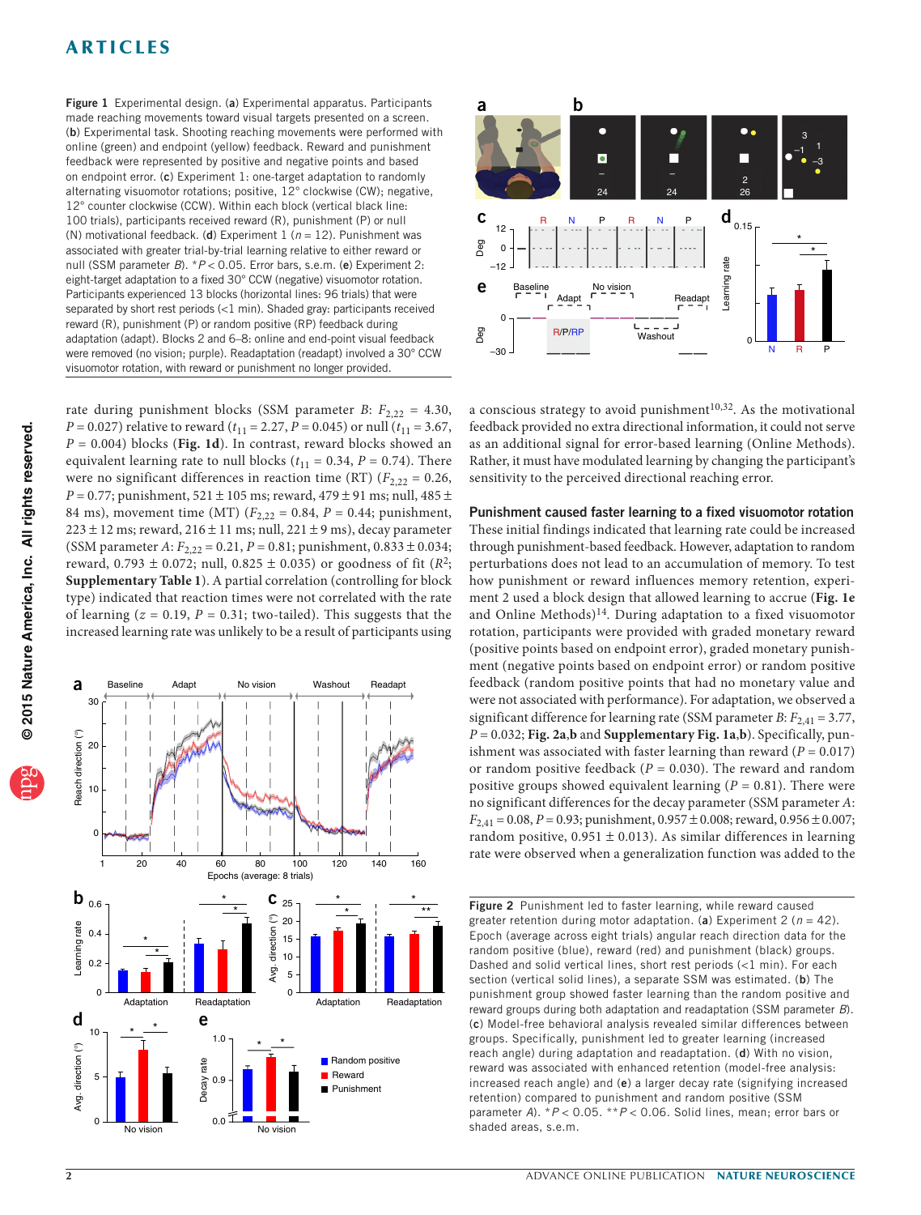**Figure 1** Experimental design. (**a**) Experimental apparatus. Participants made reaching movements toward visual targets presented on a screen. (**b**) Experimental task. Shooting reaching movements were performed with online (green) and endpoint (yellow) feedback. Reward and punishment feedback were represented by positive and negative points and based on endpoint error. (**c**) Experiment 1: one-target adaptation to randomly alternating visuomotor rotations; positive, 12° clockwise (CW); negative, 12° counter clockwise (CCW). Within each block (vertical black line: 100 trials), participants received reward (R), punishment (P) or null (N) motivational feedback. (**d**) Experiment 1 ($n$ = 12). Punishment was associated with greater trial-by-trial learning relative to either reward or null (SSM parameter $B$). *$P$ < 0.05. Error bars, s.e.m. (**e**) Experiment 2: eight-target adaptation to a fixed 30° CCW (negative) visuomotor rotation. Participants experienced 13 blocks (horizontal lines: 96 trials) that were separated by short rest periods (<1 min). Shaded gray: participants received reward (R), punishment (P) or random positive (RP) feedback during adaptation (adapt). Blocks 2 and 6–8: online and end-point visual feedback were removed (no vision; purple). Readaptation (readapt) involved a 30° CCW visuomotor rotation, with reward or punishment no longer provided.

rate during punishment blocks (SSM parameter $B$: $F_{2,22}$ = 4.30, $P$ = 0.027) relative to reward ($t_{11}$ = 2.27, $P$ = 0.045) or null ($t_{11}$ = 3.67, $P$ = 0.004) blocks (**Fig. 1d**). In contrast, reward blocks showed an equivalent learning rate to null blocks ($t_{11}$ = 0.34, $P$ = 0.74). There were no significant differences in reaction time (RT) ($F_{2,22}$ = 0.26, $P$ = 0.77; punishment, 521 ± 105 ms; reward, 479 ± 91 ms; null, 485 ± 84 ms), movement time (MT) ($F_{2,22}$ = 0.84, $P$ = 0.44; punishment, 223 ± 12 ms; reward, 216 ± 11 ms; null, 221 ± 9 ms), decay parameter (SSM parameter $A$: $F_{2,22}$ = 0.21, $P$ = 0.81; punishment, 0.833 ± 0.034; reward, 0.793 ± 0.072; null, 0.825 ± 0.035) or goodness of fit ($R^2$; **Supplementary Table 1**). A partial correlation (controlling for block type) indicated that reaction times were not correlated with the rate of learning ($z$ = 0.19, $P$ = 0.31; two-tailed). This suggests that the increased learning rate was unlikely to be a result of participants using a conscious strategy to avoid punishment[10,32]. As the motivational feedback provided no extra directional information, it could not serve as an additional signal for error-based learning (Online Methods). Rather, it must have modulated learning by changing the participant's sensitivity to the perceived directional reaching error.

## Punishment caused faster learning to a fixed visuomotor rotation

These initial findings indicated that learning rate could be increased through punishment-based feedback. However, adaptation to random perturbations does not lead to an accumulation of memory. To test how punishment or reward influences memory retention, experiment 2 used a block design that allowed learning to accrue (**Fig. 1e** and Online Methods)[14]. During adaptation to a fixed visuomotor rotation, participants were provided with graded monetary reward (positive points based on endpoint error), graded monetary punishment (negative points based on endpoint error) or random positive feedback (random positive points that had no monetary value and were not associated with performance). For adaptation, we observed a significant difference for learning rate (SSM parameter $B$: $F_{2,41}$ = 3.77, $P$ = 0.032; **Fig. 2a**,**b** and **Supplementary Fig. 1a**,**b**). Specifically, punishment was associated with faster learning than reward ($P$ = 0.017) or random positive feedback ($P$ = 0.030). The reward and random positive groups showed equivalent learning ($P$ = 0.81). There were no significant differences for the decay parameter (SSM parameter $A$: $F_{2,41}$ = 0.08, $P$ = 0.93; punishment, 0.957 ± 0.008; reward, 0.956 ± 0.007; random positive, 0.951 ± 0.013). As similar differences in learning rate were observed when a generalization function was added to the

**Figure 2** Punishment led to faster learning, while reward caused greater retention during motor adaptation. (**a**) Experiment 2 ($n$ = 42). Epoch (average across eight trials) angular reach direction data for the random positive (blue), reward (red) and punishment (black) groups. Dashed and solid vertical lines, short rest periods (<1 min). For each section (vertical solid lines), a separate SSM was estimated. (**b**) The punishment group showed faster learning than the random positive and reward groups during both adaptation and readaptation (SSM parameter $B$). (**c**) Model-free behavioral analysis revealed similar differences between groups. Specifically, punishment led to greater learning (increased reach angle) during adaptation and readaptation. (**d**) With no vision, reward was associated with enhanced retention (model-free analysis: increased reach angle) and (**e**) a larger decay rate (signifying increased retention) compared to punishment and random positive (SSM parameter $A$). *$P$ < 0.05. **$P$ < 0.06. Solid lines, mean; error bars or shaded areas, s.e.m.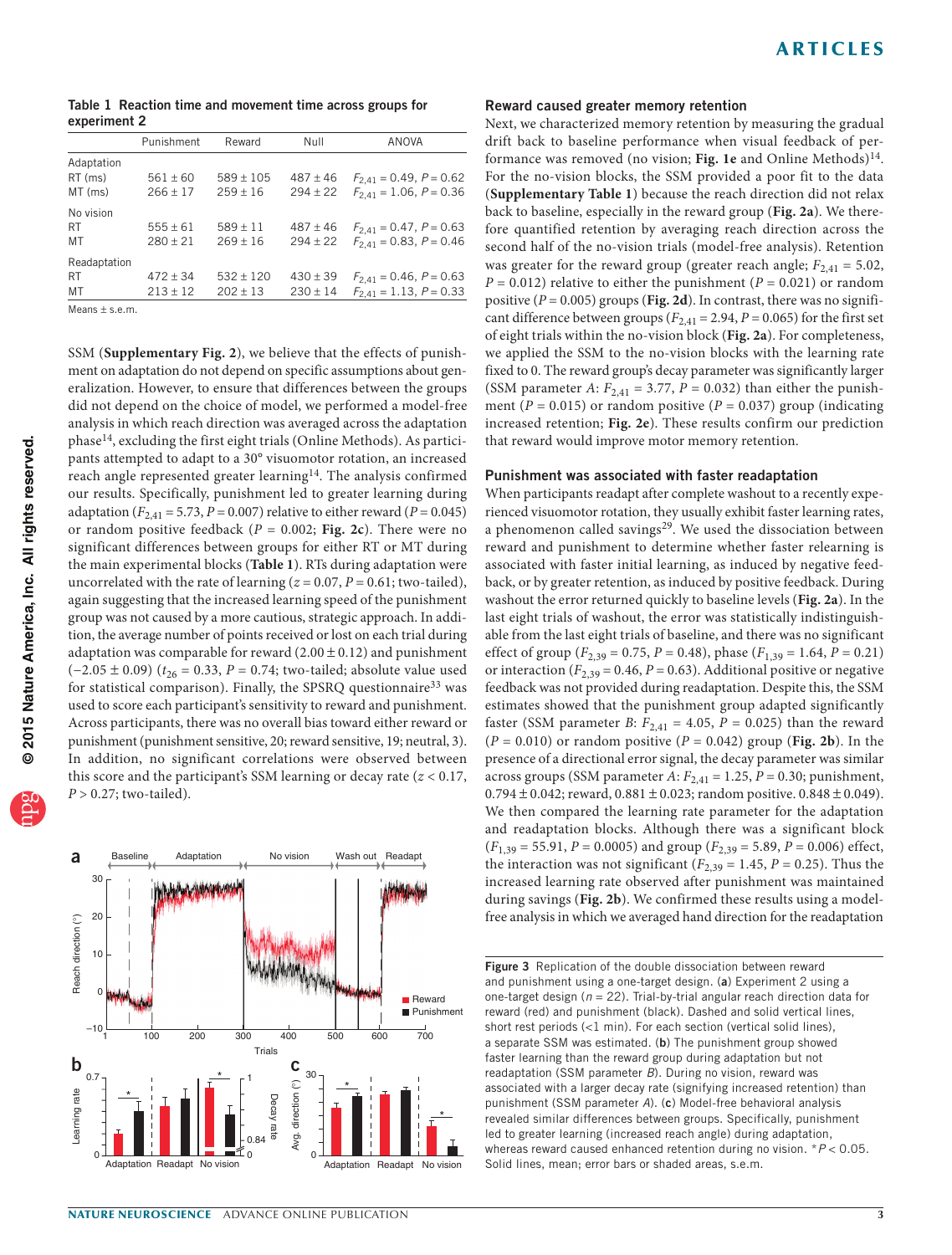**Table 1** Reaction time and movement time across groups for experiment 2

| | Punishment | Reward | Null | ANOVA |
|---|---|---|---|---|
| Adaptation | | | | |
| RT (ms) | 561 ± 60 | 589 ± 105 | 487 ± 46 | $F_{2,41} = 0.49$, $P = 0.62$ |
| MT (ms) | 266 ± 17 | 259 ± 16 | 294 ± 22 | $F_{2,41} = 1.06$, $P = 0.36$ |
| No vision | | | | |
| RT | 555 ± 61 | 589 ± 11 | 487 ± 46 | $F_{2,41} = 0.47$, $P = 0.63$ |
| MT | 280 ± 21 | 269 ± 16 | 294 ± 22 | $F_{2,41} = 0.83$, $P = 0.46$ |
| Readaptation | | | | |
| RT | 472 ± 34 | 532 ± 120 | 430 ± 39 | $F_{2,41} = 0.46$, $P = 0.63$ |
| MT | 213 ± 12 | 202 ± 13 | 230 ± 14 | $F_{2,41} = 1.13$, $P = 0.33$ |

Means ± s.e.m.

SSM (**Supplementary Fig. 2**), we believe that the effects of punishment on adaptation do not depend on specific assumptions about generalization. However, to ensure that differences between the groups did not depend on the choice of model, we performed a model-free analysis in which reach direction was averaged across the adaptation phase[14], excluding the first eight trials (Online Methods). As participants attempted to adapt to a 30° visuomotor rotation, an increased reach angle represented greater learning[14]. The analysis confirmed our results. Specifically, punishment led to greater learning during adaptation ($F_{2,41} = 5.73$, $P = 0.007$) relative to either reward ($P = 0.045$) or random positive feedback ($P = 0.002$; **Fig. 2c**). There were no significant differences between groups for either RT or MT during the main experimental blocks (**Table 1**). RTs during adaptation were uncorrelated with the rate of learning ($z = 0.07$, $P = 0.61$; two-tailed), again suggesting that the increased learning speed of the punishment group was not caused by a more cautious, strategic approach. In addition, the average number of points received or lost on each trial during adaptation was comparable for reward (2.00 ± 0.12) and punishment (−2.05 ± 0.09) ($t_{26} = 0.33$, $P = 0.74$; two-tailed; absolute value used for statistical comparison). Finally, the SPSRQ questionnaire[33] was used to score each participant's sensitivity to reward and punishment. Across participants, there was no overall bias toward either reward or punishment (punishment sensitive, 20; reward sensitive, 19; neutral, 3). In addition, no significant correlations were observed between this score and the participant's SSM learning or decay rate ($z < 0.17$, $P > 0.27$; two-tailed).

**Figure 3** Replication of the double dissociation between reward and punishment using a one-target design. (**a**) Experiment 2 using a one-target design ($n = 22$). Trial-by-trial angular reach direction data for reward (red) and punishment (black). Dashed and solid vertical lines, short rest periods (<1 min). For each section (vertical solid lines), a separate SSM was estimated. (**b**) The punishment group showed faster learning than the reward group during adaptation but not readaptation (SSM parameter *B*). During no vision, reward was associated with a larger decay rate (signifying increased retention) than punishment (SSM parameter *A*). (**c**) Model-free behavioral analysis revealed similar differences between groups. Specifically, punishment led to greater learning (increased reach angle) during adaptation, whereas reward caused enhanced retention during no vision. *$P < 0.05$. Solid lines, mean; error bars or shaded areas, s.e.m.

## Reward caused greater memory retention

Next, we characterized memory retention by measuring the gradual drift back to baseline performance when visual feedback of performance was removed (no vision; **Fig. 1e** and Online Methods)[14]. For the no-vision blocks, the SSM provided a poor fit to the data (**Supplementary Table 1**) because the reach direction did not relax back to baseline, especially in the reward group (**Fig. 2a**). We therefore quantified retention by averaging reach direction across the second half of the no-vision trials (model-free analysis). Retention was greater for the reward group (greater reach angle; $F_{2,41} = 5.02$, $P = 0.012$) relative to either the punishment ($P = 0.021$) or random positive ($P = 0.005$) groups (**Fig. 2d**). In contrast, there was no significant difference between groups ($F_{2,41} = 2.94$, $P = 0.065$) for the first set of eight trials within the no-vision block (**Fig. 2a**). For completeness, we applied the SSM to the no-vision blocks with the learning rate fixed to 0. The reward group's decay parameter was significantly larger (SSM parameter *A*: $F_{2,41} = 3.77$, $P = 0.032$) than either the punishment ($P = 0.015$) or random positive ($P = 0.037$) group (indicating increased retention; **Fig. 2e**). These results confirm our prediction that reward would improve motor memory retention.

## Punishment was associated with faster readaptation

When participants readapt after complete washout to a recently experienced visuomotor rotation, they usually exhibit faster learning rates, a phenomenon called savings[29]. We used the dissociation between reward and punishment to determine whether faster relearning is associated with faster initial learning, as induced by negative feedback, or by greater retention, as induced by positive feedback. During washout the error returned quickly to baseline levels (**Fig. 2a**). In the last eight trials of washout, the error was statistically indistinguishable from the last eight trials of baseline, and there was no significant effect of group ($F_{2,39} = 0.75$, $P = 0.48$), phase ($F_{1,39} = 1.64$, $P = 0.21$) or interaction ($F_{2,39} = 0.46$, $P = 0.63$). Additional positive or negative feedback was not provided during readaptation. Despite this, the SSM estimates showed that the punishment group adapted significantly faster (SSM parameter *B*: $F_{2,41} = 4.05$, $P = 0.025$) than the reward ($P = 0.010$) or random positive ($P = 0.042$) group (**Fig. 2b**). In the presence of a directional error signal, the decay parameter was similar across groups (SSM parameter *A*: $F_{2,41} = 1.25$, $P = 0.30$; punishment, 0.794 ± 0.042; reward, 0.881 ± 0.023; random positive. 0.848 ± 0.049). We then compared the learning rate parameter for the adaptation and readaptation blocks. Although there was a significant block ($F_{1,39} = 55.91$, $P = 0.0005$) and group ($F_{2,39} = 5.89$, $P = 0.006$) effect, the interaction was not significant ($F_{2,39} = 1.45$, $P = 0.25$). Thus the increased learning rate observed after punishment was maintained during savings (**Fig. 2b**). We confirmed these results using a model-free analysis in which we averaged hand direction for the readaptation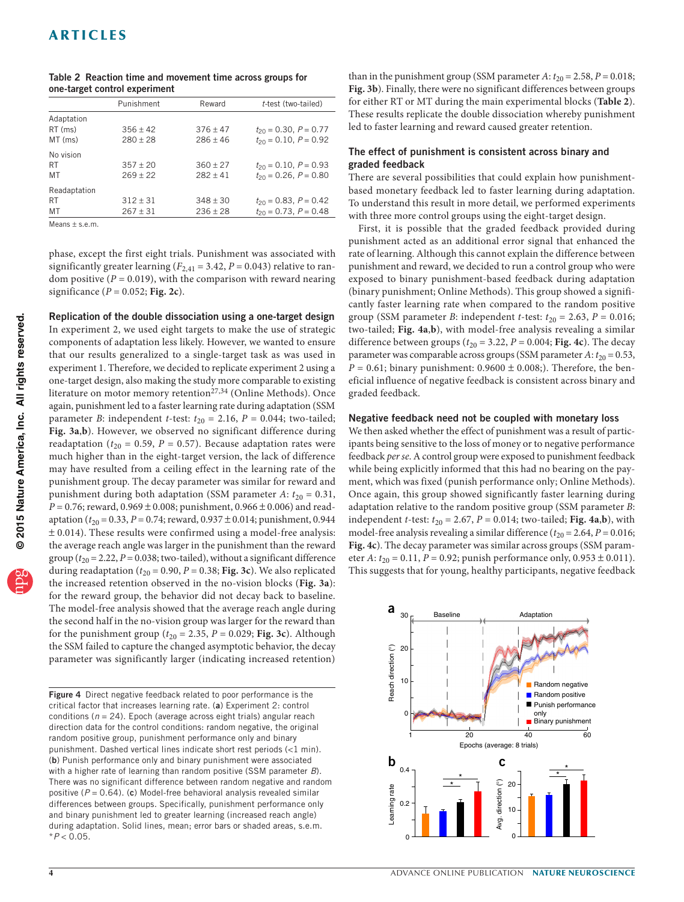**Table 2** Reaction time and movement time across groups for one-target control experiment

| | Punishment | Reward | *t*-test (two-tailed) |
|---|---|---|---|
| Adaptation | | | |
| RT (ms) | 356 ± 42 | 376 ± 47 | $t_{20} = 0.30$, $P = 0.77$ |
| MT (ms) | 280 ± 28 | 286 ± 46 | $t_{20} = 0.10$, $P = 0.92$ |
| No vision | | | |
| RT | 357 ± 20 | 360 ± 27 | $t_{20} = 0.10$, $P = 0.93$ |
| MT | 269 ± 22 | 282 ± 41 | $t_{20} = 0.26$, $P = 0.80$ |
| Readaptation | | | |
| RT | 312 ± 31 | 348 ± 30 | $t_{20} = 0.83$, $P = 0.42$ |
| MT | 267 ± 31 | 236 ± 28 | $t_{20} = 0.73$, $P = 0.48$ |

Means ± s.e.m.

phase, except the first eight trials. Punishment was associated with significantly greater learning ($F_{2,41} = 3.42$, $P = 0.043$) relative to random positive ($P = 0.019$), with the comparison with reward nearing significance ($P = 0.052$; **Fig. 2c**).

### Replication of the double dissociation using a one-target design

In experiment 2, we used eight targets to make the use of strategic components of adaptation less likely. However, we wanted to ensure that our results generalized to a single-target task as was used in experiment 1. Therefore, we decided to replicate experiment 2 using a one-target design, also making the study more comparable to existing literature on motor memory retention[27,34] (Online Methods). Once again, punishment led to a faster learning rate during adaptation (SSM parameter *B*: independent *t*-test: $t_{20} = 2.16$, $P = 0.044$; two-tailed; **Fig. 3a**,**b**). However, we observed no significant difference during readaptation ($t_{20} = 0.59$, $P = 0.57$). Because adaptation rates were much higher than in the eight-target version, the lack of difference may have resulted from a ceiling effect in the learning rate of the punishment group. The decay parameter was similar for reward and punishment during both adaptation (SSM parameter *A*: $t_{20} = 0.31$, $P = 0.76$; reward, 0.969 ± 0.008; punishment, 0.966 ± 0.006) and readaptation ($t_{20} = 0.33$, $P = 0.74$; reward, 0.937 ± 0.014; punishment, 0.944 ± 0.014). These results were confirmed using a model-free analysis: the average reach angle was larger in the punishment than the reward group ($t_{20} = 2.22$, $P = 0.038$; two-tailed), without a significant difference during readaptation ($t_{20} = 0.90$, $P = 0.38$; **Fig. 3c**). We also replicated the increased retention observed in the no-vision blocks (**Fig. 3a**): for the reward group, the behavior did not decay back to baseline. The model-free analysis showed that the average reach angle during the second half in the no-vision group was larger for the reward than for the punishment group ($t_{20} = 2.35$, $P = 0.029$; **Fig. 3c**). Although the SSM failed to capture the changed asymptotic behavior, the decay parameter was significantly larger (indicating increased retention) than in the punishment group (SSM parameter *A*: $t_{20} = 2.58$, $P = 0.018$; **Fig. 3b**). Finally, there were no significant differences between groups for either RT or MT during the main experimental blocks (**Table 2**). These results replicate the double dissociation whereby punishment led to faster learning and reward caused greater retention.

### The effect of punishment is consistent across binary and graded feedback

There are several possibilities that could explain how punishment-based monetary feedback led to faster learning during adaptation. To understand this result in more detail, we performed experiments with three more control groups using the eight-target design.

First, it is possible that the graded feedback provided during punishment acted as an additional error signal that enhanced the rate of learning. Although this cannot explain the difference between punishment and reward, we decided to run a control group who were exposed to binary punishment-based feedback during adaptation (binary punishment; Online Methods). This group showed a significantly faster learning rate when compared to the random positive group (SSM parameter *B*: independent *t*-test: $t_{20} = 2.63$, $P = 0.016$; two-tailed; **Fig. 4a**,**b**), with model-free analysis revealing a similar difference between groups ($t_{20} = 3.22$, $P = 0.004$; **Fig. 4c**). The decay parameter was comparable across groups (SSM parameter *A*: $t_{20} = 0.53$, $P = 0.61$; binary punishment: 0.9600 ± 0.008;). Therefore, the beneficial influence of negative feedback is consistent across binary and graded feedback.

### Negative feedback need not be coupled with monetary loss

We then asked whether the effect of punishment was a result of participants being sensitive to the loss of money or to negative performance feedback *per se*. A control group were exposed to punishment feedback while being explicitly informed that this had no bearing on the payment, which was fixed (punish performance only; Online Methods). Once again, this group showed significantly faster learning during adaptation relative to the random positive group (SSM parameter *B*: independent *t*-test: $t_{20} = 2.67$, $P = 0.014$; two-tailed; **Fig. 4a**,**b**), with model-free analysis revealing a similar difference ($t_{20} = 2.64$, $P = 0.016$; **Fig. 4c**). The decay parameter was similar across groups (SSM parameter *A*: $t_{20} = 0.11$, $P = 0.92$; punish performance only, 0.953 ± 0.011). This suggests that for young, healthy participants, negative feedback

**Figure 4** Direct negative feedback related to poor performance is the critical factor that increases learning rate. (**a**) Experiment 2: control conditions ($n = 24$). Epoch (average across eight trials) angular reach direction data for the control conditions: random negative, the original random positive group, punishment performance only and binary punishment. Dashed vertical lines indicate short rest periods (<1 min). (**b**) Punish performance only and binary punishment were associated with a higher rate of learning than random positive (SSM parameter *B*). There was no significant difference between random negative and random positive ($P = 0.64$). (**c**) Model-free behavioral analysis revealed similar differences between groups. Specifically, punishment performance only and binary punishment led to greater learning (increased reach angle) during adaptation. Solid lines, mean; error bars or shaded areas, s.e.m. *$P < 0.05$.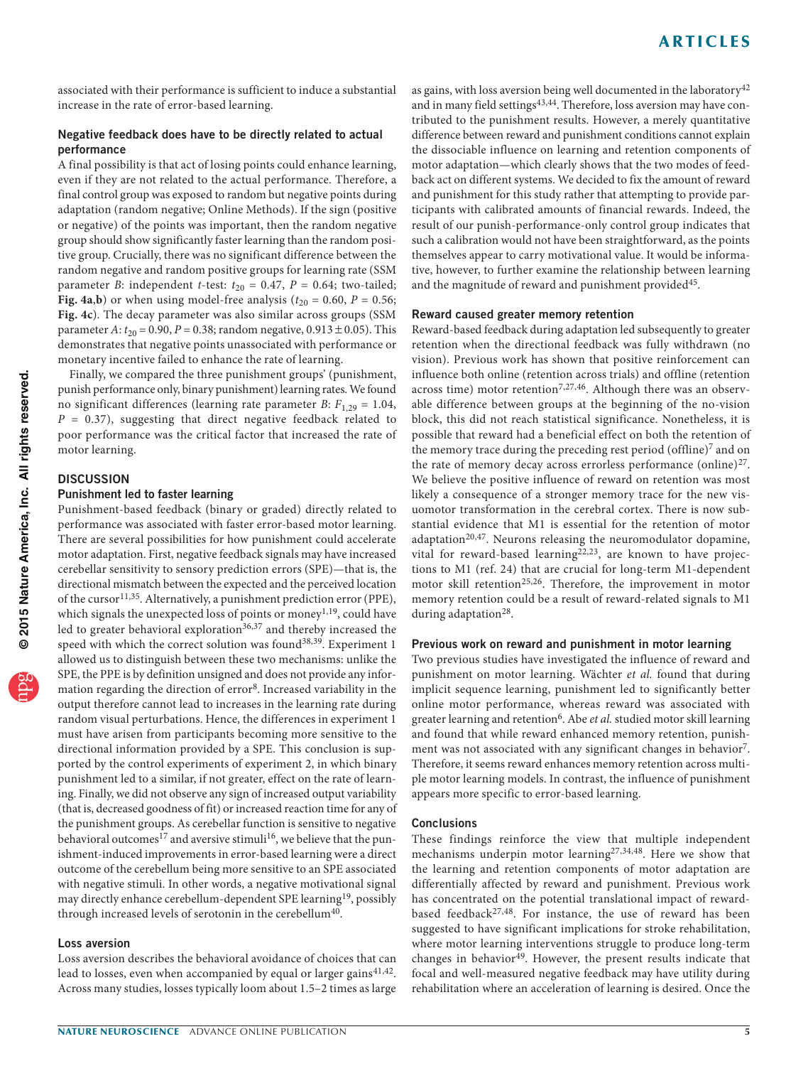associated with their performance is sufficient to induce a substantial increase in the rate of error-based learning.

### Negative feedback does have to be directly related to actual performance

A final possibility is that act of losing points could enhance learning, even if they are not related to the actual performance. Therefore, a final control group was exposed to random but negative points during adaptation (random negative; Online Methods). If the sign (positive or negative) of the points was important, then the random negative group should show significantly faster learning than the random positive group. Crucially, there was no significant difference between the random negative and random positive groups for learning rate (SSM parameter *B*: independent *t*-test: $t_{20}$ = 0.47, *P* = 0.64; two-tailed; **Fig. 4a**,**b**) or when using model-free analysis ($t_{20}$ = 0.60, *P* = 0.56; **Fig. 4c**). The decay parameter was also similar across groups (SSM parameter *A*: $t_{20}$ = 0.90, *P* = 0.38; random negative, 0.913 ± 0.05). This demonstrates that negative points unassociated with performance or monetary incentive failed to enhance the rate of learning.

Finally, we compared the three punishment groups' (punishment, punish performance only, binary punishment) learning rates. We found no significant differences (learning rate parameter *B*: $F_{1,29}$ = 1.04, *P* = 0.37), suggesting that direct negative feedback related to poor performance was the critical factor that increased the rate of motor learning.

## DISCUSSION

### Punishment led to faster learning

Punishment-based feedback (binary or graded) directly related to performance was associated with faster error-based motor learning. There are several possibilities for how punishment could accelerate motor adaptation. First, negative feedback signals may have increased cerebellar sensitivity to sensory prediction errors (SPE)—that is, the directional mismatch between the expected and the perceived location of the cursor[11,35]. Alternatively, a punishment prediction error (PPE), which signals the unexpected loss of points or money[1,19], could have led to greater behavioral exploration[36,37] and thereby increased the speed with which the correct solution was found[38,39]. Experiment 1 allowed us to distinguish between these two mechanisms: unlike the SPE, the PPE is by definition unsigned and does not provide any information regarding the direction of error[8]. Increased variability in the output therefore cannot lead to increases in the learning rate during random visual perturbations. Hence, the differences in experiment 1 must have arisen from participants becoming more sensitive to the directional information provided by a SPE. This conclusion is supported by the control experiments of experiment 2, in which binary punishment led to a similar, if not greater, effect on the rate of learning. Finally, we did not observe any sign of increased output variability (that is, decreased goodness of fit) or increased reaction time for any of the punishment groups. As cerebellar function is sensitive to negative behavioral outcomes[17] and aversive stimuli[16], we believe that the punishment-induced improvements in error-based learning were a direct outcome of the cerebellum being more sensitive to an SPE associated with negative stimuli. In other words, a negative motivational signal may directly enhance cerebellum-dependent SPE learning[19], possibly through increased levels of serotonin in the cerebellum[40].

### Loss aversion

Loss aversion describes the behavioral avoidance of choices that can lead to losses, even when accompanied by equal or larger gains[41,42]. Across many studies, losses typically loom about 1.5–2 times as large as gains, with loss aversion being well documented in the laboratory[42] and in many field settings[43,44]. Therefore, loss aversion may have contributed to the punishment results. However, a merely quantitative difference between reward and punishment conditions cannot explain the dissociable influence on learning and retention components of motor adaptation—which clearly shows that the two modes of feedback act on different systems. We decided to fix the amount of reward and punishment for this study rather that attempting to provide participants with calibrated amounts of financial rewards. Indeed, the result of our punish-performance-only control group indicates that such a calibration would not have been straightforward, as the points themselves appear to carry motivational value. It would be informative, however, to further examine the relationship between learning and the magnitude of reward and punishment provided[45].

### Reward caused greater memory retention

Reward-based feedback during adaptation led subsequently to greater retention when the directional feedback was fully withdrawn (no vision). Previous work has shown that positive reinforcement can influence both online (retention across trials) and offline (retention across time) motor retention[7,27,46]. Although there was an observable difference between groups at the beginning of the no-vision block, this did not reach statistical significance. Nonetheless, it is possible that reward had a beneficial effect on both the retention of the memory trace during the preceding rest period (offline)[7] and on the rate of memory decay across errorless performance (online)[27]. We believe the positive influence of reward on retention was most likely a consequence of a stronger memory trace for the new visuomotor transformation in the cerebral cortex. There is now substantial evidence that M1 is essential for the retention of motor adaptation[20,47]. Neurons releasing the neuromodulator dopamine, vital for reward-based learning[22,23], are known to have projections to M1 (ref. 24) that are crucial for long-term M1-dependent motor skill retention[25,26]. Therefore, the improvement in motor memory retention could be a result of reward-related signals to M1 during adaptation[28].

### Previous work on reward and punishment in motor learning

Two previous studies have investigated the influence of reward and punishment on motor learning. Wächter *et al.* found that during implicit sequence learning, punishment led to significantly better online motor performance, whereas reward was associated with greater learning and retention[6]. Abe *et al.* studied motor skill learning and found that while reward enhanced memory retention, punishment was not associated with any significant changes in behavior[7]. Therefore, it seems reward enhances memory retention across multiple motor learning models. In contrast, the influence of punishment appears more specific to error-based learning.

### Conclusions

These findings reinforce the view that multiple independent mechanisms underpin motor learning[27,34,48]. Here we show that the learning and retention components of motor adaptation are differentially affected by reward and punishment. Previous work has concentrated on the potential translational impact of reward-based feedback[27,48]. For instance, the use of reward has been suggested to have significant implications for stroke rehabilitation, where motor learning interventions struggle to produce long-term changes in behavior[49]. However, the present results indicate that focal and well-measured negative feedback may have utility during rehabilitation where an acceleration of learning is desired. Once the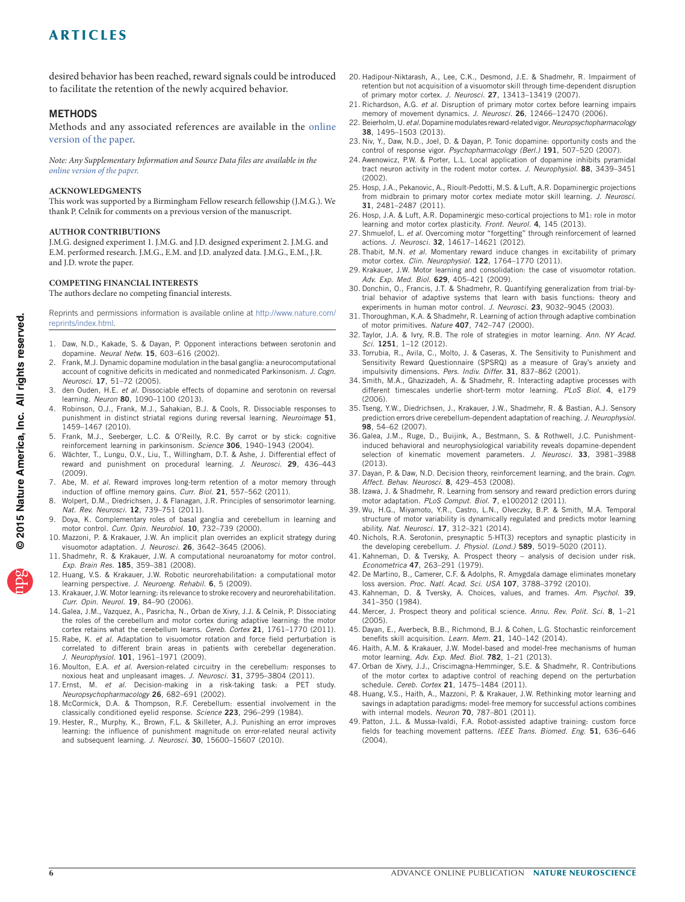desired behavior has been reached, reward signals could be introduced to facilitate the retention of the newly acquired behavior.

## METHODS

Methods and any associated references are available in the online version of the paper.

*Note: Any Supplementary Information and Source Data files are available in the online version of the paper.*

### ACKNOWLEDGMENTS

This work was supported by a Birmingham Fellow research fellowship (J.M.G.). We thank P. Celnik for comments on a previous version of the manuscript.

### AUTHOR CONTRIBUTIONS

J.M.G. designed experiment 1. J.M.G. and J.D. designed experiment 2. J.M.G. and E.M. performed research. J.M.G., E.M. and J.D. analyzed data. J.M.G., E.M., J.R. and J.D. wrote the paper.

### COMPETING FINANCIAL INTERESTS

The authors declare no competing financial interests.

Reprints and permissions information is available online at http://www.nature.com/reprints/index.html.

1. Daw, N.D., Kakade, S. & Dayan, P. Opponent interactions between serotonin and dopamine. *Neural Netw.* **15**, 603–616 (2002).
2. Frank, M.J. Dynamic dopamine modulation in the basal ganglia: a neurocomputational account of cognitive deficits in medicated and nonmedicated Parkinsonism. *J. Cogn. Neurosci.* **17**, 51–72 (2005).
3. den Ouden, H.E. *et al.* Dissociable effects of dopamine and serotonin on reversal learning. *Neuron* **80**, 1090–1100 (2013).
4. Robinson, O.J., Frank, M.J., Sahakian, B.J. & Cools, R. Dissociable responses to punishment in distinct striatal regions during reversal learning. *Neuroimage* **51**, 1459–1467 (2010).
5. Frank, M.J., Seeberger, L.C. & O'Reilly, R.C. By carrot or by stick: cognitive reinforcement learning in parkinsonism. *Science* **306**, 1940–1943 (2004).
6. Wächter, T., Lungu, O.V., Liu, T., Willingham, D.T. & Ashe, J. Differential effect of reward and punishment on procedural learning. *J. Neurosci.* **29**, 436–443 (2009).
7. Abe, M. *et al.* Reward improves long-term retention of a motor memory through induction of offline memory gains. *Curr. Biol.* **21**, 557–562 (2011).
8. Wolpert, D.M., Diedrichsen, J. & Flanagan, J.R. Principles of sensorimotor learning. *Nat. Rev. Neurosci.* **12**, 739–751 (2011).
9. Doya, K. Complementary roles of basal ganglia and cerebellum in learning and motor control. *Curr. Opin. Neurobiol.* **10**, 732–739 (2000).
10. Mazzoni, P. & Krakauer, J.W. An implicit plan overrides an explicit strategy during visuomotor adaptation. *J. Neurosci.* **26**, 3642–3645 (2006).
11. Shadmehr, R. & Krakauer, J.W. A computational neuroanatomy for motor control. *Exp. Brain Res.* **185**, 359–381 (2008).
12. Huang, V.S. & Krakauer, J.W. Robotic neurorehabilitation: a computational motor learning perspective. *J. Neuroeng. Rehabil.* **6**, 5 (2009).
13. Krakauer, J.W. Motor learning: its relevance to stroke recovery and neurorehabilitation. *Curr. Opin. Neurol.* **19**, 84–90 (2006).
14. Galea, J.M., Vazquez, A., Pasricha, N., Orban de Xivry, J.J. & Celnik, P. Dissociating the roles of the cerebellum and motor cortex during adaptive learning: the motor cortex retains what the cerebellum learns. *Cereb. Cortex* **21**, 1761–1770 (2011).
15. Rabe, K. *et al.* Adaptation to visuomotor rotation and force field perturbation is correlated to different brain areas in patients with cerebellar degeneration. *J. Neurophysiol.* **101**, 1961–1971 (2009).
16. Moulton, E.A. *et al.* Aversion-related circuitry in the cerebellum: responses to noxious heat and unpleasant images. *J. Neurosci.* **31**, 3795–3804 (2011).
17. Ernst, M. *et al.* Decision-making in a risk-taking task: a PET study. *Neuropsychopharmacology* **26**, 682–691 (2002).
18. McCormick, D.A. & Thompson, R.F. Cerebellum: essential involvement in the classically conditioned eyelid response. *Science* **223**, 296–299 (1984).
19. Hester, R., Murphy, K., Brown, F.L. & Skilleter, A.J. Punishing an error improves learning: the influence of punishment magnitude on error-related neural activity and subsequent learning. *J. Neurosci.* **30**, 15600–15607 (2010).
20. Hadipour-Niktarash, A., Lee, C.K., Desmond, J.E. & Shadmehr, R. Impairment of retention but not acquisition of a visuomotor skill through time-dependent disruption of primary motor cortex. *J. Neurosci.* **27**, 13413–13419 (2007).
21. Richardson, A.G. *et al.* Disruption of primary motor cortex before learning impairs memory of movement dynamics. *J. Neurosci.* **26**, 12466–12470 (2006).
22. Beierholm, U. *et al.* Dopamine modulates reward-related vigor. *Neuropsychopharmacology* **38**, 1495–1503 (2013).
23. Niv, Y., Daw, N.D., Joel, D. & Dayan, P. Tonic dopamine: opportunity costs and the control of response vigor. *Psychopharmacology (Berl.)* **191**, 507–520 (2007).
24. Awenowicz, P.W. & Porter, L.L. Local application of dopamine inhibits pyramidal tract neuron activity in the rodent motor cortex. *J. Neurophysiol.* **88**, 3439–3451 (2002).
25. Hosp, J.A., Pekanovic, A., Rioult-Pedotti, M.S. & Luft, A.R. Dopaminergic projections from midbrain to primary motor cortex mediate motor skill learning. *J. Neurosci.* **31**, 2481–2487 (2011).
26. Hosp, J.A. & Luft, A.R. Dopaminergic meso-cortical projections to M1: role in motor learning and motor cortex plasticity. *Front. Neurol.* **4**, 145 (2013).
27. Shmuelof, L. *et al.* Overcoming motor "forgetting" through reinforcement of learned actions. *J. Neurosci.* **32**, 14617–14621 (2012).
28. Thabit, M.N. *et al.* Momentary reward induce changes in excitability of primary motor cortex. *Clin. Neurophysiol.* **122**, 1764–1770 (2011).
29. Krakauer, J.W. Motor learning and consolidation: the case of visuomotor rotation. *Adv. Exp. Med. Biol.* **629**, 405–421 (2009).
30. Donchin, O., Francis, J.T. & Shadmehr, R. Quantifying generalization from trial-by-trial behavior of adaptive systems that learn with basis functions: theory and experiments in human motor control. *J. Neurosci.* **23**, 9032–9045 (2003).
31. Thoroughman, K.A. & Shadmehr, R. Learning of action through adaptive combination of motor primitives. *Nature* **407**, 742–747 (2000).
32. Taylor, J.A. & Ivry, R.B. The role of strategies in motor learning. *Ann. NY Acad. Sci.* **1251**, 1–12 (2012).
33. Torrubia, R., Avila, C., Molto, J. & Caseras, X. The Sensitivity to Punishment and Sensitivity Reward Questionnaire (SPSRQ) as a measure of Gray's anxiety and impulsivity dimensions. *Pers. Indiv. Differ.* **31**, 837–862 (2001).
34. Smith, M.A., Ghazizadeh, A. & Shadmehr, R. Interacting adaptive processes with different timescales underlie short-term motor learning. *PLoS Biol.* **4**, e179 (2006).
35. Tseng, Y.W., Diedrichsen, J., Krakauer, J.W., Shadmehr, R. & Bastian, A.J. Sensory prediction errors drive cerebellum-dependent adaptation of reaching. *J. Neurophysiol.* **98**, 54–62 (2007).
36. Galea, J.M., Ruge, D., Buijink, A., Bestmann, S. & Rothwell, J.C. Punishment-induced behavioral and neurophysiological variability reveals dopamine-dependent selection of kinematic movement parameters. *J. Neurosci.* **33**, 3981–3988 (2013).
37. Dayan, P. & Daw, N.D. Decision theory, reinforcement learning, and the brain. *Cogn. Affect. Behav. Neurosci.* **8**, 429–453 (2008).
38. Izawa, J. & Shadmehr, R. Learning from sensory and reward prediction errors during motor adaptation. *PLoS Comput. Biol.* **7**, e1002012 (2011).
39. Wu, H.G., Miyamoto, Y.R., Castro, L.N., Olveczky, B.P. & Smith, M.A. Temporal structure of motor variability is dynamically regulated and predicts motor learning ability. *Nat. Neurosci.* **17**, 312–321 (2014).
40. Nichols, R.A. Serotonin, presynaptic 5-HT(3) receptors and synaptic plasticity in the developing cerebellum. *J. Physiol. (Lond.)* **589**, 5019–5020 (2011).
41. Kahneman, D. & Tversky, A. Prospect theory – analysis of decision under risk. *Econometrica* **47**, 263–291 (1979).
42. De Martino, B., Camerer, C.F. & Adolphs, R. Amygdala damage eliminates monetary loss aversion. *Proc. Natl. Acad. Sci. USA* **107**, 3788–3792 (2010).
43. Kahneman, D. & Tversky, A. Choices, values, and frames. *Am. Psychol.* **39**, 341–350 (1984).
44. Mercer, J. Prospect theory and political science. *Annu. Rev. Polit. Sci.* **8**, 1–21 (2005).
45. Dayan, E., Averbeck, B.B., Richmond, B.J. & Cohen, L.G. Stochastic reinforcement benefits skill acquisition. *Learn. Mem.* **21**, 140–142 (2014).
46. Haith, A.M. & Krakauer, J.W. Model-based and model-free mechanisms of human motor learning. *Adv. Exp. Med. Biol.* **782**, 1–21 (2013).
47. Orban de Xivry, J.J., Criscimagna-Hemminger, S.E. & Shadmehr, R. Contributions of the motor cortex to adaptive control of reaching depend on the perturbation schedule. *Cereb. Cortex* **21**, 1475–1484 (2011).
48. Huang, V.S., Haith, A., Mazzoni, P. & Krakauer, J.W. Rethinking motor learning and savings in adaptation paradigms: model-free memory for successful actions combines with internal models. *Neuron* **70**, 787–801 (2011).
49. Patton, J.L. & Mussa-Ivaldi, F.A. Robot-assisted adaptive training: custom force fields for teaching movement patterns. *IEEE Trans. Biomed. Eng.* **51**, 636–646 (2004).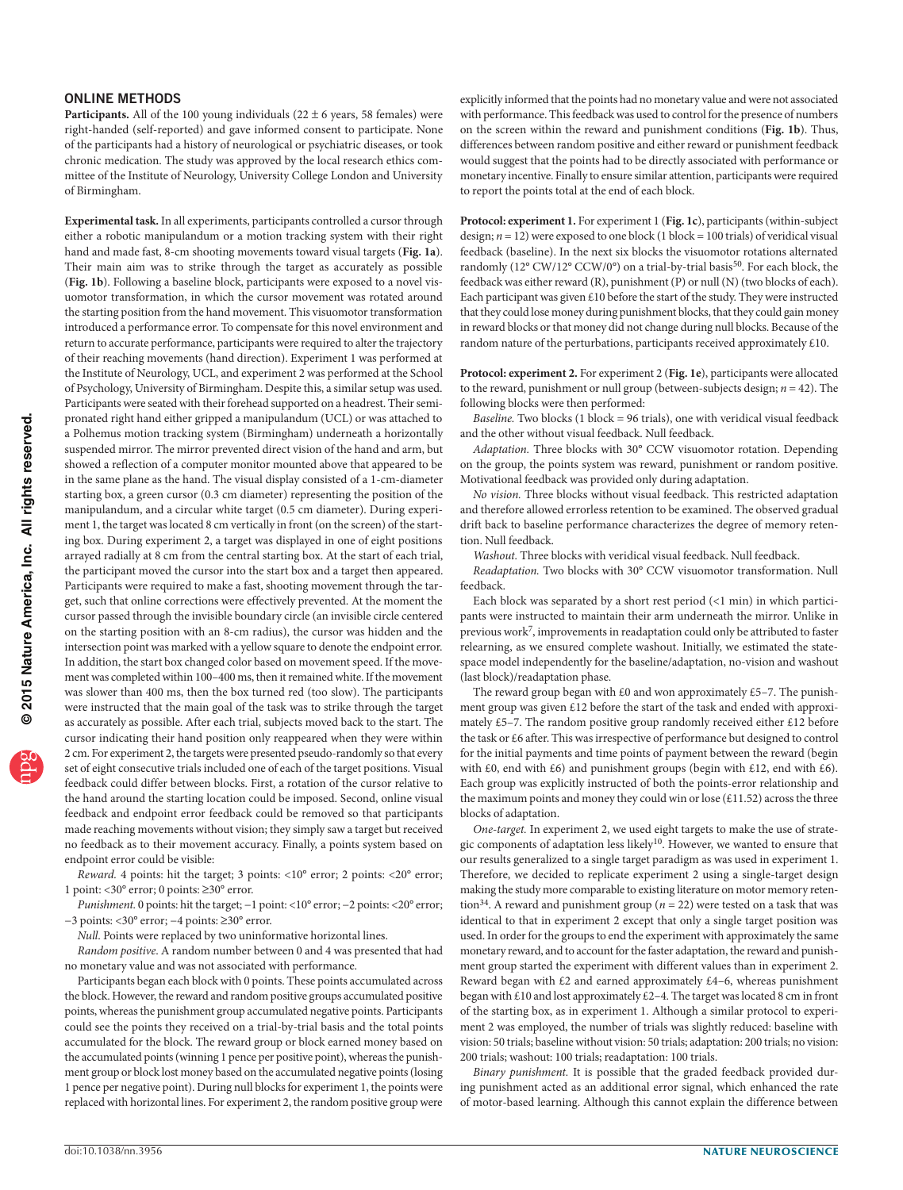## ONLINE METHODS

**Participants.** All of the 100 young individuals (22 ± 6 years, 58 females) were right-handed (self-reported) and gave informed consent to participate. None of the participants had a history of neurological or psychiatric diseases, or took chronic medication. The study was approved by the local research ethics committee of the Institute of Neurology, University College London and University of Birmingham.

**Experimental task.** In all experiments, participants controlled a cursor through either a robotic manipulandum or a motion tracking system with their right hand and made fast, 8-cm shooting movements toward visual targets (**Fig. 1a**). Their main aim was to strike through the target as accurately as possible (**Fig. 1b**). Following a baseline block, participants were exposed to a novel visuomotor transformation, in which the cursor movement was rotated around the starting position from the hand movement. This visuomotor transformation introduced a performance error. To compensate for this novel environment and return to accurate performance, participants were required to alter the trajectory of their reaching movements (hand direction). Experiment 1 was performed at the Institute of Neurology, UCL, and experiment 2 was performed at the School of Psychology, University of Birmingham. Despite this, a similar setup was used. Participants were seated with their forehead supported on a headrest. Their semi-pronated right hand either gripped a manipulandum (UCL) or was attached to a Polhemus motion tracking system (Birmingham) underneath a horizontally suspended mirror. The mirror prevented direct vision of the hand and arm, but showed a reflection of a computer monitor mounted above that appeared to be in the same plane as the hand. The visual display consisted of a 1-cm-diameter starting box, a green cursor (0.3 cm diameter) representing the position of the manipulandum, and a circular white target (0.5 cm diameter). During experiment 1, the target was located 8 cm vertically in front (on the screen) of the starting box. During experiment 2, a target was displayed in one of eight positions arrayed radially at 8 cm from the central starting box. At the start of each trial, the participant moved the cursor into the start box and a target then appeared. Participants were required to make a fast, shooting movement through the target, such that online corrections were effectively prevented. At the moment the cursor passed through the invisible boundary circle (an invisible circle centered on the starting position with an 8-cm radius), the cursor was hidden and the intersection point was marked with a yellow square to denote the endpoint error. In addition, the start box changed color based on movement speed. If the movement was completed within 100–400 ms, then it remained white. If the movement was slower than 400 ms, then the box turned red (too slow). The participants were instructed that the main goal of the task was to strike through the target as accurately as possible. After each trial, subjects moved back to the start. The cursor indicating their hand position only reappeared when they were within 2 cm. For experiment 2, the targets were presented pseudo-randomly so that every set of eight consecutive trials included one of each of the target positions. Visual feedback could differ between blocks. First, a rotation of the cursor relative to the hand around the starting location could be imposed. Second, online visual feedback and endpoint error feedback could be removed so that participants made reaching movements without vision; they simply saw a target but received no feedback as to their movement accuracy. Finally, a points system based on endpoint error could be visible:

*Reward.* 4 points: hit the target; 3 points: <10° error; 2 points: <20° error; 1 point: <30° error; 0 points: ≥30° error.

*Punishment.* 0 points: hit the target; −1 point: <10° error; −2 points: <20° error; −3 points: <30° error; −4 points: ≥30° error.

*Null.* Points were replaced by two uninformative horizontal lines.

*Random positive.* A random number between 0 and 4 was presented that had no monetary value and was not associated with performance.

Participants began each block with 0 points. These points accumulated across the block. However, the reward and random positive groups accumulated positive points, whereas the punishment group accumulated negative points. Participants could see the points they received on a trial-by-trial basis and the total points accumulated for the block. The reward group or block earned money based on the accumulated points (winning 1 pence per positive point), whereas the punishment group or block lost money based on the accumulated negative points (losing 1 pence per negative point). During null blocks for experiment 1, the points were replaced with horizontal lines. For experiment 2, the random positive group were explicitly informed that the points had no monetary value and were not associated with performance. This feedback was used to control for the presence of numbers on the screen within the reward and punishment conditions (**Fig. 1b**). Thus, differences between random positive and either reward or punishment feedback would suggest that the points had to be directly associated with performance or monetary incentive. Finally to ensure similar attention, participants were required to report the points total at the end of each block.

**Protocol: experiment 1.** For experiment 1 (**Fig. 1c**), participants (within-subject design; $n = 12$) were exposed to one block (1 block = 100 trials) of veridical visual feedback (baseline). In the next six blocks the visuomotor rotations alternated randomly (12° CW/12° CCW/0°) on a trial-by-trial basis[50]. For each block, the feedback was either reward (R), punishment (P) or null (N) (two blocks of each). Each participant was given £10 before the start of the study. They were instructed that they could lose money during punishment blocks, that they could gain money in reward blocks or that money did not change during null blocks. Because of the random nature of the perturbations, participants received approximately £10.

**Protocol: experiment 2.** For experiment 2 (**Fig. 1e**), participants were allocated to the reward, punishment or null group (between-subjects design; $n = 42$). The following blocks were then performed:

*Baseline.* Two blocks (1 block = 96 trials), one with veridical visual feedback and the other without visual feedback. Null feedback.

*Adaptation.* Three blocks with 30° CCW visuomotor rotation. Depending on the group, the points system was reward, punishment or random positive. Motivational feedback was provided only during adaptation.

*No vision.* Three blocks without visual feedback. This restricted adaptation and therefore allowed errorless retention to be examined. The observed gradual drift back to baseline performance characterizes the degree of memory retention. Null feedback.

*Washout.* Three blocks with veridical visual feedback. Null feedback.

*Readaptation.* Two blocks with 30° CCW visuomotor transformation. Null feedback.

Each block was separated by a short rest period (<1 min) in which participants were instructed to maintain their arm underneath the mirror. Unlike in previous work[7], improvements in readaptation could only be attributed to faster relearning, as we ensured complete washout. Initially, we estimated the state-space model independently for the baseline/adaptation, no-vision and washout (last block)/readaptation phase.

The reward group began with £0 and won approximately £5–7. The punishment group was given £12 before the start of the task and ended with approximately £5–7. The random positive group randomly received either £12 before the task or £6 after. This was irrespective of performance but designed to control for the initial payments and time points of payment between the reward (begin with £0, end with £6) and punishment groups (begin with £12, end with £6). Each group was explicitly instructed of both the points-error relationship and the maximum points and money they could win or lose (£11.52) across the three blocks of adaptation.

*One-target.* In experiment 2, we used eight targets to make the use of strategic components of adaptation less likely[10]. However, we wanted to ensure that our results generalized to a single target paradigm as was used in experiment 1. Therefore, we decided to replicate experiment 2 using a single-target design making the study more comparable to existing literature on motor memory retention[34]. A reward and punishment group ($n = 22$) were tested on a task that was identical to that in experiment 2 except that only a single target position was used. In order for the groups to end the experiment with approximately the same monetary reward, and to account for the faster adaptation, the reward and punishment group started the experiment with different values than in experiment 2. Reward began with £2 and earned approximately £4–6, whereas punishment began with £10 and lost approximately £2–4. The target was located 8 cm in front of the starting box, as in experiment 1. Although a similar protocol to experiment 2 was employed, the number of trials was slightly reduced: baseline with vision: 50 trials; baseline without vision: 50 trials; adaptation: 200 trials; no vision: 200 trials; washout: 100 trials; readaptation: 100 trials.

*Binary punishment.* It is possible that the graded feedback provided during punishment acted as an additional error signal, which enhanced the rate of motor-based learning. Although this cannot explain the difference between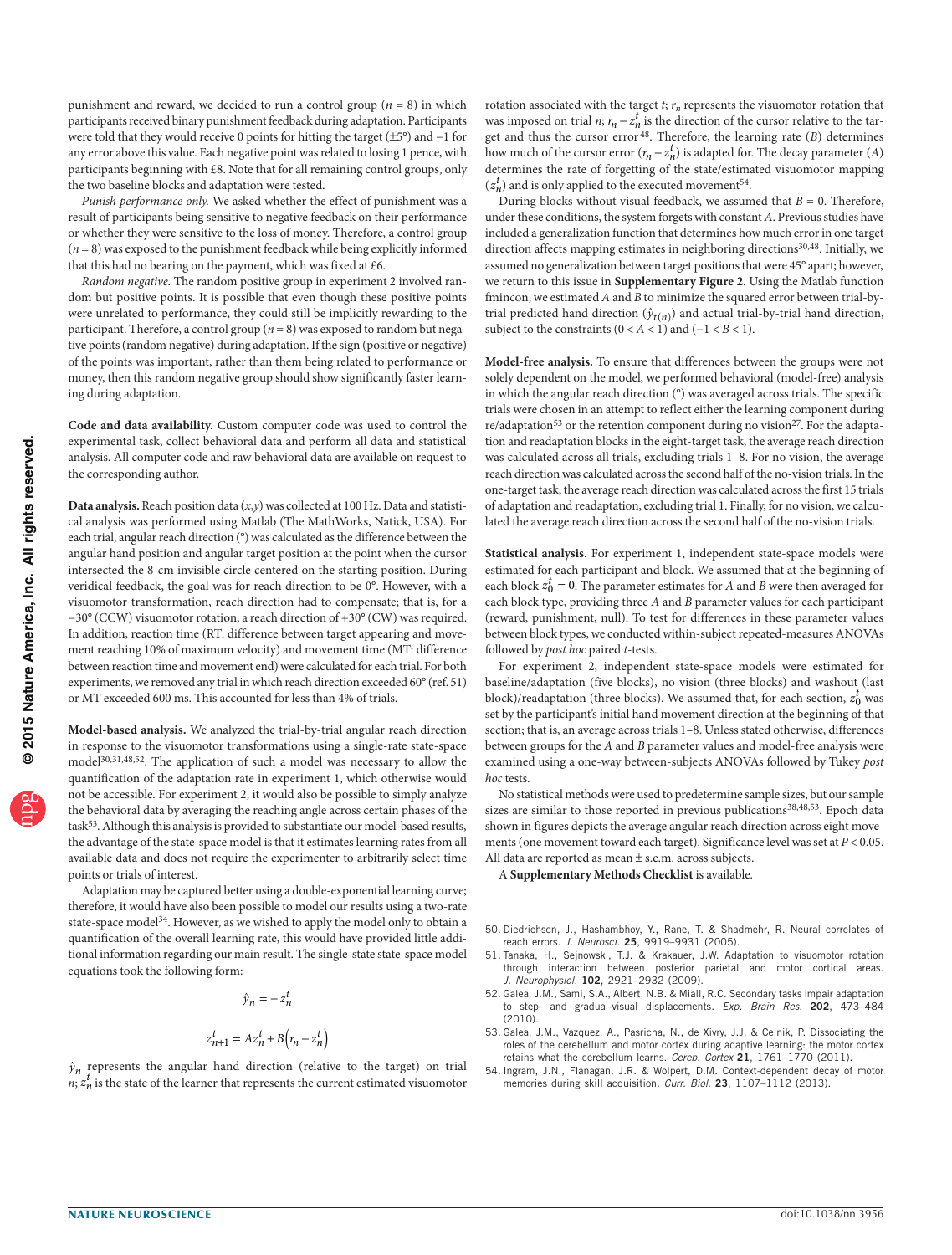punishment and reward, we decided to run a control group ($n = 8$) in which participants received binary punishment feedback during adaptation. Participants were told that they would receive 0 points for hitting the target (±5°) and −1 for any error above this value. Each negative point was related to losing 1 pence, with participants beginning with £8. Note that for all remaining control groups, only the two baseline blocks and adaptation were tested.

*Punish performance only.* We asked whether the effect of punishment was a result of participants being sensitive to negative feedback on their performance or whether they were sensitive to the loss of money. Therefore, a control group ($n = 8$) was exposed to the punishment feedback while being explicitly informed that this had no bearing on the payment, which was fixed at £6.

*Random negative.* The random positive group in experiment 2 involved random but positive points. It is possible that even though these positive points were unrelated to performance, they could still be implicitly rewarding to the participant. Therefore, a control group ($n = 8$) was exposed to random but negative points (random negative) during adaptation. If the sign (positive or negative) of the points was important, rather than them being related to performance or money, then this random negative group should show significantly faster learning during adaptation.

**Code and data availability.** Custom computer code was used to control the experimental task, collect behavioral data and perform all data and statistical analysis. All computer code and raw behavioral data are available on request to the corresponding author.

**Data analysis.** Reach position data ($x$,$y$) was collected at 100 Hz. Data and statistical analysis was performed using Matlab (The MathWorks, Natick, USA). For each trial, angular reach direction (°) was calculated as the difference between the angular hand position and angular target position at the point when the cursor intersected the 8-cm invisible circle centered on the starting position. During veridical feedback, the goal was for reach direction to be 0°. However, with a visuomotor transformation, reach direction had to compensate; that is, for a −30° (CCW) visuomotor rotation, a reach direction of +30° (CW) was required. In addition, reaction time (RT: difference between target appearing and movement reaching 10% of maximum velocity) and movement time (MT: difference between reaction time and movement end) were calculated for each trial. For both experiments, we removed any trial in which reach direction exceeded 60° (ref. 51) or MT exceeded 600 ms. This accounted for less than 4% of trials.

**Model-based analysis.** We analyzed the trial-by-trial angular reach direction in response to the visuomotor transformations using a single-rate state-space model[30,31,48,52]. The application of such a model was necessary to allow the quantification of the adaptation rate in experiment 1, which otherwise would not be accessible. For experiment 2, it would also be possible to simply analyze the behavioral data by averaging the reaching angle across certain phases of the task[53]. Although this analysis is provided to substantiate our model-based results, the advantage of the state-space model is that it estimates learning rates from all available data and does not require the experimenter to arbitrarily select time points or trials of interest.

Adaptation may be captured better using a double-exponential learning curve; therefore, it would have also been possible to model our results using a two-rate state-space model[34]. However, as we wished to apply the model only to obtain a quantification of the overall learning rate, this would have provided little additional information regarding our main result. The single-state state-space model equations took the following form:

$$\hat{y}_n = -z_n^t$$

$$z_{n+1}^t = Az_n^t + B\left(r_n - z_n^t\right)$$

$\hat{y}_n$ represents the angular hand direction (relative to the target) on trial $n$; $z_n^t$ is the state of the learner that represents the current estimated visuomotor rotation associated with the target $t$; $r_n$ represents the visuomotor rotation that was imposed on trial $n$; $r_n - z_n^t$ is the direction of the cursor relative to the target and thus the cursor error[48]. Therefore, the learning rate ($B$) determines how much of the cursor error ($r_n - z_n^t$) is adapted for. The decay parameter ($A$) determines the rate of forgetting of the state/estimated visuomotor mapping ($z_n^t$) and is only applied to the executed movement[54].

During blocks without visual feedback, we assumed that $B = 0$. Therefore, under these conditions, the system forgets with constant $A$. Previous studies have included a generalization function that determines how much error in one target direction affects mapping estimates in neighboring directions[30,48]. Initially, we assumed no generalization between target positions that were 45° apart; however, we return to this issue in **Supplementary Figure 2**. Using the Matlab function fmincon, we estimated $A$ and $B$ to minimize the squared error between trial-by-trial predicted hand direction ($\hat{y}_{t(n)}$) and actual trial-by-trial hand direction, subject to the constraints ($0 < A < 1$) and ($-1 < B < 1$).

**Model-free analysis.** To ensure that differences between the groups were not solely dependent on the model, we performed behavioral (model-free) analysis in which the angular reach direction (°) was averaged across trials. The specific trials were chosen in an attempt to reflect either the learning component during re/adaptation[53] or the retention component during no vision[27]. For the adaptation and readaptation blocks in the eight-target task, the average reach direction was calculated across all trials, excluding trials 1–8. For no vision, the average reach direction was calculated across the second half of the no-vision trials. In the one-target task, the average reach direction was calculated across the first 15 trials of adaptation and readaptation, excluding trial 1. Finally, for no vision, we calculated the average reach direction across the second half of the no-vision trials.

**Statistical analysis.** For experiment 1, independent state-space models were estimated for each participant and block. We assumed that at the beginning of each block $z_0^t = 0$. The parameter estimates for $A$ and $B$ were then averaged for each block type, providing three $A$ and $B$ parameter values for each participant (reward, punishment, null). To test for differences in these parameter values between block types, we conducted within-subject repeated-measures ANOVAs followed by *post hoc* paired $t$-tests.

For experiment 2, independent state-space models were estimated for baseline/adaptation (five blocks), no vision (three blocks) and washout (last block)/readaptation (three blocks). We assumed that, for each section, $z_0^t$ was set by the participant's initial hand movement direction at the beginning of that section; that is, an average across trials 1–8. Unless stated otherwise, differences between groups for the $A$ and $B$ parameter values and model-free analysis were examined using a one-way between-subjects ANOVAs followed by Tukey *post hoc* tests.

No statistical methods were used to predetermine sample sizes, but our sample sizes are similar to those reported in previous publications[38,48,53]. Epoch data shown in figures depicts the average angular reach direction across eight movements (one movement toward each target). Significance level was set at $P < 0.05$. All data are reported as mean ± s.e.m. across subjects.

A **Supplementary Methods Checklist** is available.

50. Diedrichsen, J., Hashambhoy, Y., Rane, T. & Shadmehr, R. Neural correlates of reach errors. *J. Neurosci.* **25**, 9919–9931 (2005).
51. Tanaka, H., Sejnowski, T.J. & Krakauer, J.W. Adaptation to visuomotor rotation through interaction between posterior parietal and motor cortical areas. *J. Neurophysiol.* **102**, 2921–2932 (2009).
52. Galea, J.M., Sami, S.A., Albert, N.B. & Miall, R.C. Secondary tasks impair adaptation to step- and gradual-visual displacements. *Exp. Brain Res.* **202**, 473–484 (2010).
53. Galea, J.M., Vazquez, A., Pasricha, N., de Xivry, J.J. & Celnik, P. Dissociating the roles of the cerebellum and motor cortex during adaptive learning: the motor cortex retains what the cerebellum learns. *Cereb. Cortex* **21**, 1761–1770 (2011).
54. Ingram, J.N., Flanagan, J.R. & Wolpert, D.M. Context-dependent decay of motor memories during skill acquisition. *Curr. Biol.* **23**, 1107–1112 (2013).